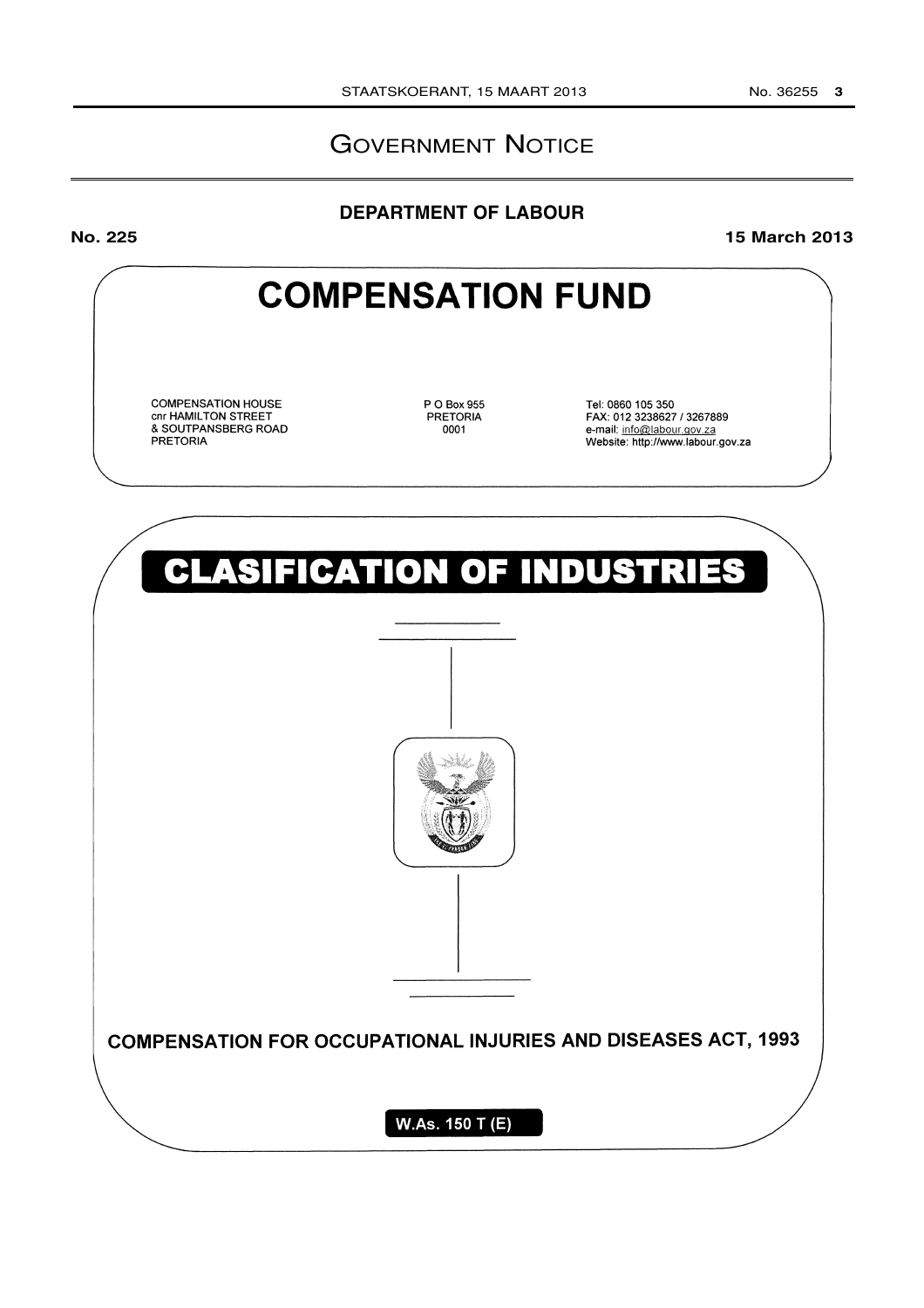# GOVERNMENT NOTICE

## DEPARTMENT OF LABOUR

**No. 225** **15 March 2013**

# COMPENSATION FUND

COMPENSATION HOUSE
cnr HAMILTON STREET
& SOUTPANSBERG ROAD
PRETORIA

P O Box 955
PRETORIA
0001

Tel: 0860 105 350
FAX: 012 3238627 / 3267889
e-mail: info@labour.gov.za
Website: http://www.labour.gov.za

# CLASIFICATION OF INDUSTRIES

**COMPENSATION FOR OCCUPATIONAL INJURIES AND DISEASES ACT, 1993**

**W.As. 150 T (E)**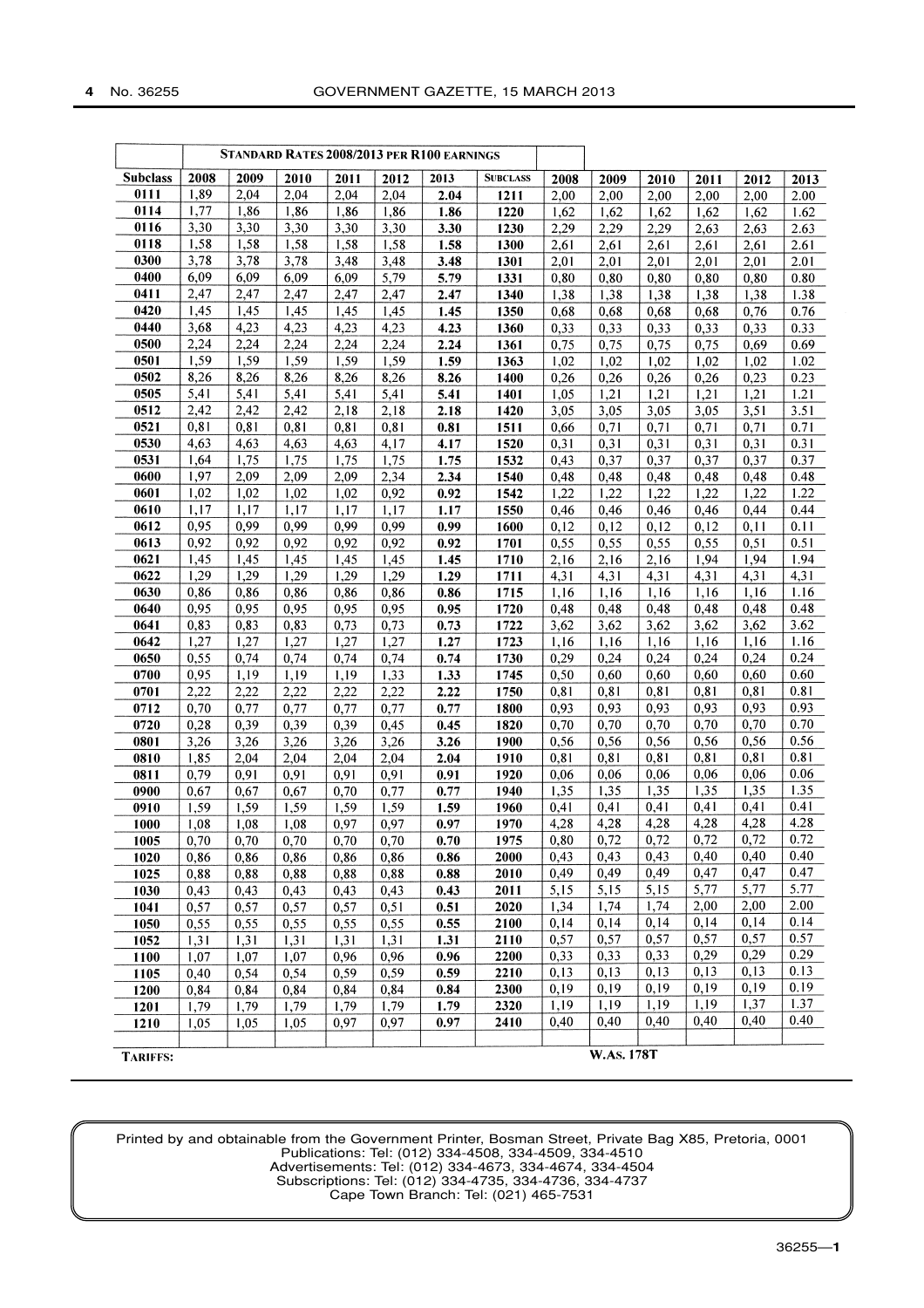| | STANDARD RATES 2008/2013 PER R100 EARNINGS | | | | | | | | | | | | |
|---|---|---|---|---|---|---|---|---|---|---|---|---|---|
| **Subclass** | **2008** | **2009** | **2010** | **2011** | **2012** | **2013** | **SUBCLASS** | **2008** | **2009** | **2010** | **2011** | **2012** | **2013** |
| **0111** | 1,89 | 2,04 | 2,04 | 2,04 | 2,04 | **2.04** | **1211** | 2,00 | 2,00 | 2,00 | 2,00 | 2,00 | 2.00 |
| **0114** | 1,77 | 1,86 | 1,86 | 1,86 | 1,86 | **1.86** | **1220** | 1,62 | 1,62 | 1,62 | 1,62 | 1,62 | 1.62 |
| **0116** | 3,30 | 3,30 | 3,30 | 3,30 | 3,30 | **3.30** | **1230** | 2,29 | 2,29 | 2,29 | 2,63 | 2,63 | 2.63 |
| **0118** | 1,58 | 1,58 | 1,58 | 1,58 | 1,58 | **1.58** | **1300** | 2,61 | 2,61 | 2,61 | 2,61 | 2,61 | 2.61 |
| **0300** | 3,78 | 3,78 | 3,78 | 3,48 | 3,48 | **3.48** | **1301** | 2,01 | 2,01 | 2,01 | 2,01 | 2,01 | 2.01 |
| **0400** | 6,09 | 6,09 | 6,09 | 6,09 | 5,79 | **5.79** | **1331** | 0,80 | 0,80 | 0,80 | 0,80 | 0,80 | 0.80 |
| **0411** | 2,47 | 2,47 | 2,47 | 2,47 | 2,47 | **2.47** | **1340** | 1,38 | 1,38 | 1,38 | 1,38 | 1,38 | 1.38 |
| **0420** | 1,45 | 1,45 | 1,45 | 1,45 | 1,45 | **1.45** | **1350** | 0,68 | 0,68 | 0,68 | 0,68 | 0,76 | 0.76 |
| **0440** | 3,68 | 4,23 | 4,23 | 4,23 | 4,23 | **4.23** | **1360** | 0,33 | 0,33 | 0,33 | 0,33 | 0,33 | 0.33 |
| **0500** | 2,24 | 2,24 | 2,24 | 2,24 | 2,24 | **2.24** | **1361** | 0,75 | 0,75 | 0,75 | 0,75 | 0,69 | 0.69 |
| **0501** | 1,59 | 1,59 | 1,59 | 1,59 | 1,59 | **1.59** | **1363** | 1,02 | 1,02 | 1,02 | 1,02 | 1,02 | 1.02 |
| **0502** | 8,26 | 8,26 | 8,26 | 8,26 | 8,26 | **8.26** | **1400** | 0,26 | 0,26 | 0,26 | 0,26 | 0,23 | 0.23 |
| **0505** | 5,41 | 5,41 | 5,41 | 5,41 | 5,41 | **5.41** | **1401** | 1,05 | 1,21 | 1,21 | 1,21 | 1,21 | 1.21 |
| **0512** | 2,42 | 2,42 | 2,42 | 2,18 | 2,18 | **2.18** | **1420** | 3,05 | 3,05 | 3,05 | 3,05 | 3,51 | 3.51 |
| **0521** | 0,81 | 0,81 | 0,81 | 0,81 | 0,81 | **0.81** | **1511** | 0,66 | 0,71 | 0,71 | 0,71 | 0,71 | 0.71 |
| **0530** | 4,63 | 4,63 | 4,63 | 4,63 | 4,17 | **4.17** | **1520** | 0,31 | 0,31 | 0,31 | 0,31 | 0,31 | 0.31 |
| **0531** | 1,64 | 1,75 | 1,75 | 1,75 | 1,75 | **1.75** | **1532** | 0,43 | 0,37 | 0,37 | 0,37 | 0,37 | 0.37 |
| **0600** | 1,97 | 2,09 | 2,09 | 2,09 | 2,34 | **2.34** | **1540** | 0,48 | 0,48 | 0,48 | 0,48 | 0,48 | 0.48 |
| **0601** | 1,02 | 1,02 | 1,02 | 1,02 | 0,92 | **0.92** | **1542** | 1,22 | 1,22 | 1,22 | 1,22 | 1,22 | 1.22 |
| **0610** | 1,17 | 1,17 | 1,17 | 1,17 | 1,17 | **1.17** | **1550** | 0,46 | 0,46 | 0,46 | 0,46 | 0,44 | 0.44 |
| **0612** | 0,95 | 0,99 | 0,99 | 0,99 | 0,99 | **0.99** | **1600** | 0,12 | 0,12 | 0,12 | 0,12 | 0,11 | 0.11 |
| **0613** | 0,92 | 0,92 | 0,92 | 0,92 | 0,92 | **0.92** | **1701** | 0,55 | 0,55 | 0,55 | 0,55 | 0,51 | 0.51 |
| **0621** | 1,45 | 1,45 | 1,45 | 1,45 | 1,45 | **1.45** | **1710** | 2,16 | 2,16 | 2,16 | 1,94 | 1,94 | 1.94 |
| **0622** | 1,29 | 1,29 | 1,29 | 1,29 | 1,29 | **1.29** | **1711** | 4,31 | 4,31 | 4,31 | 4,31 | 4,31 | 4,31 |
| **0630** | 0,86 | 0,86 | 0,86 | 0,86 | 0,86 | **0.86** | **1715** | 1,16 | 1,16 | 1,16 | 1,16 | 1,16 | 1.16 |
| **0640** | 0,95 | 0,95 | 0,95 | 0,95 | 0,95 | **0.95** | **1720** | 0,48 | 0,48 | 0,48 | 0,48 | 0,48 | 0.48 |
| **0641** | 0,83 | 0,83 | 0,83 | 0,73 | 0,73 | **0.73** | **1722** | 3,62 | 3,62 | 3,62 | 3,62 | 3,62 | 3.62 |
| **0642** | 1,27 | 1,27 | 1,27 | 1,27 | 1,27 | **1.27** | **1723** | 1,16 | 1,16 | 1,16 | 1,16 | 1,16 | 1.16 |
| **0650** | 0,55 | 0,74 | 0,74 | 0,74 | 0,74 | **0.74** | **1730** | 0,29 | 0,24 | 0,24 | 0,24 | 0,24 | 0.24 |
| **0700** | 0,95 | 1,19 | 1,19 | 1,19 | 1,33 | **1.33** | **1745** | 0,50 | 0,60 | 0,60 | 0,60 | 0,60 | 0.60 |
| **0701** | 2,22 | 2,22 | 2,22 | 2,22 | 2,22 | **2.22** | **1750** | 0,81 | 0,81 | 0,81 | 0,81 | 0,81 | 0.81 |
| **0712** | 0,70 | 0,77 | 0,77 | 0,77 | 0,77 | **0.77** | **1800** | 0,93 | 0,93 | 0,93 | 0,93 | 0,93 | 0.93 |
| **0720** | 0,28 | 0,39 | 0,39 | 0,39 | 0,45 | **0.45** | **1820** | 0,70 | 0,70 | 0,70 | 0,70 | 0,70 | 0.70 |
| **0801** | 3,26 | 3,26 | 3,26 | 3,26 | 3,26 | **3.26** | **1900** | 0,56 | 0,56 | 0,56 | 0,56 | 0,56 | 0.56 |
| **0810** | 1,85 | 2,04 | 2,04 | 2,04 | 2,04 | **2.04** | **1910** | 0,81 | 0,81 | 0,81 | 0,81 | 0,81 | 0.81 |
| **0811** | 0,79 | 0,91 | 0,91 | 0,91 | 0,91 | **0.91** | **1920** | 0,06 | 0,06 | 0,06 | 0,06 | 0,06 | 0.06 |
| **0900** | 0,67 | 0,67 | 0,67 | 0,70 | 0,77 | **0.77** | **1940** | 1,35 | 1,35 | 1,35 | 1,35 | 1,35 | 1.35 |
| **0910** | 1,59 | 1,59 | 1,59 | 1,59 | 1,59 | **1.59** | **1960** | 0,41 | 0,41 | 0,41 | 0,41 | 0,41 | 0.41 |
| **1000** | 1,08 | 1,08 | 1,08 | 0,97 | 0,97 | **0.97** | **1970** | 4,28 | 4,28 | 4,28 | 4,28 | 4,28 | 4.28 |
| **1005** | 0,70 | 0,70 | 0,70 | 0,70 | 0,70 | **0.70** | **1975** | 0,80 | 0,72 | 0,72 | 0,72 | 0,72 | 0.72 |
| **1020** | 0,86 | 0,86 | 0,86 | 0,86 | 0,86 | **0.86** | **2000** | 0,43 | 0,43 | 0,43 | 0,40 | 0,40 | 0.40 |
| **1025** | 0,88 | 0,88 | 0,88 | 0,88 | 0,88 | **0.88** | **2010** | 0,49 | 0,49 | 0,49 | 0,47 | 0,47 | 0.47 |
| **1030** | 0,43 | 0,43 | 0,43 | 0,43 | 0,43 | **0.43** | **2011** | 5,15 | 5,15 | 5,15 | 5,77 | 5,77 | 5.77 |
| **1041** | 0,57 | 0,57 | 0,57 | 0,57 | 0,51 | **0.51** | **2020** | 1,34 | 1,74 | 1,74 | 2,00 | 2,00 | 2.00 |
| **1050** | 0,55 | 0,55 | 0,55 | 0,55 | 0,55 | **0.55** | **2100** | 0,14 | 0,14 | 0,14 | 0,14 | 0,14 | 0.14 |
| **1052** | 1,31 | 1,31 | 1,31 | 1,31 | 1,31 | **1.31** | **2110** | 0,57 | 0,57 | 0,57 | 0,57 | 0,57 | 0.57 |
| **1100** | 1,07 | 1,07 | 1,07 | 0,96 | 0,96 | **0.96** | **2200** | 0,33 | 0,33 | 0,33 | 0,29 | 0,29 | 0.29 |
| **1105** | 0,40 | 0,54 | 0,54 | 0,59 | 0,59 | **0.59** | **2210** | 0,13 | 0,13 | 0,13 | 0,13 | 0,13 | 0.13 |
| **1200** | 0,84 | 0,84 | 0,84 | 0,84 | 0,84 | **0.84** | **2300** | 0,19 | 0,19 | 0,19 | 0,19 | 0,19 | 0.19 |
| **1201** | 1,79 | 1,79 | 1,79 | 1,79 | 1,79 | **1.79** | **2320** | 1,19 | 1,19 | 1,19 | 1,19 | 1,37 | 1.37 |
| **1210** | 1,05 | 1,05 | 1,05 | 0,97 | 0,97 | **0.97** | **2410** | 0,40 | 0,40 | 0,40 | 0,40 | 0,40 | 0.40 |

**TARIFFS:** **W.As. 178T**

Printed by and obtainable from the Government Printer, Bosman Street, Private Bag X85, Pretoria, 0001
Publications: Tel: (012) 334-4508, 334-4509, 334-4510
Advertisements: Tel: (012) 334-4673, 334-4674, 334-4504
Subscriptions: Tel: (012) 334-4735, 334-4736, 334-4737
Cape Town Branch: Tel: (021) 465-7531